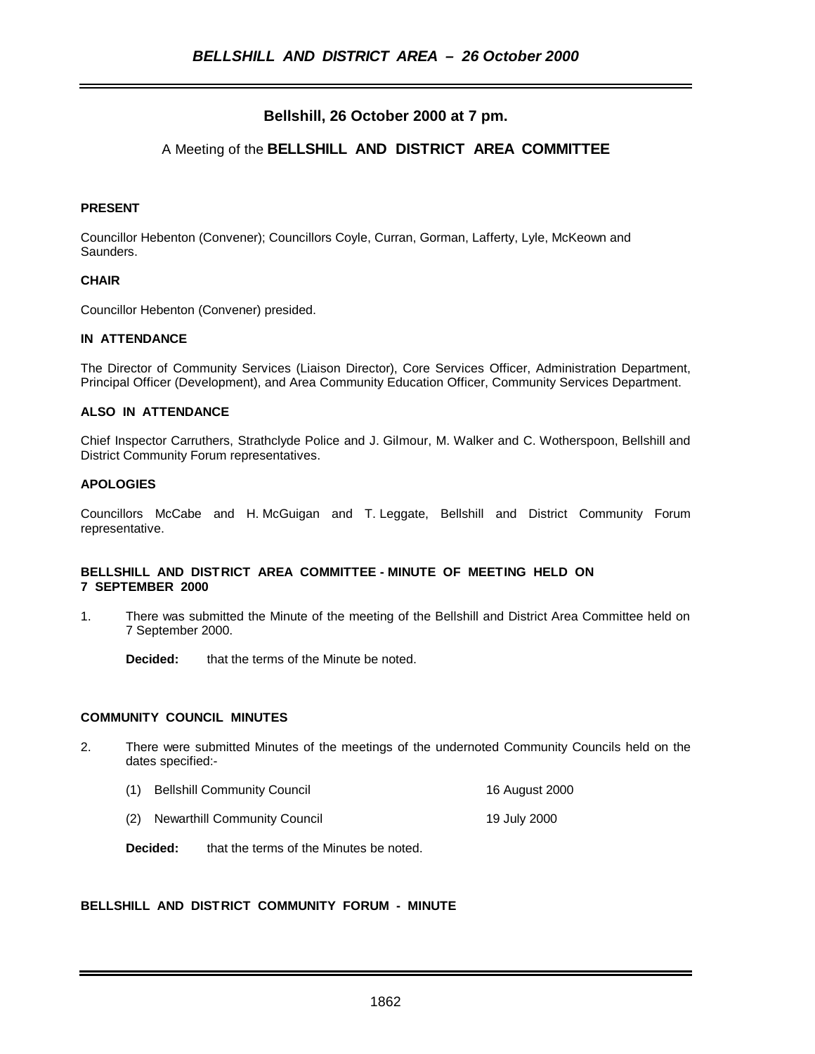## Bellshill, 26 October 2000 at 7 pm.

A Meeting of the **BELLSHILL AND DISTRICT AREA COMMITTEE**

**PRESENT**

Councillor Hebenton (Convener); Councillors Coyle, Curran, Gorman, Lafferty, Lyle, McKeown and Saunders.

**CHAIR**

Councillor Hebenton (Convener) presided.

**IN ATTENDANCE**

The Director of Community Services (Liaison Director), Core Services Officer, Administration Department, Principal Officer (Development), and Area Community Education Officer, Community Services Department.

**ALSO IN ATTENDANCE**

Chief Inspector Carruthers, Strathclyde Police and J. Gilmour, M. Walker and C. Wotherspoon, Bellshill and District Community Forum representatives.

**APOLOGIES**

Councillors McCabe and H. McGuigan and T. Leggate, Bellshill and District Community Forum representative.

**BELLSHILL AND DISTRICT AREA COMMITTEE - MINUTE OF MEETING HELD ON 7 SEPTEMBER 2000**

1. There was submitted the Minute of the meeting of the Bellshill and District Area Committee held on 7 September 2000.

   **Decided:** that the terms of the Minute be noted.

**COMMUNITY COUNCIL MINUTES**

2. There were submitted Minutes of the meetings of the undernoted Community Councils held on the dates specified:-

   (1) Bellshill Community Council — 16 August 2000

   (2) Newarthill Community Council — 19 July 2000

   **Decided:** that the terms of the Minutes be noted.

**BELLSHILL AND DISTRICT COMMUNITY FORUM - MINUTE**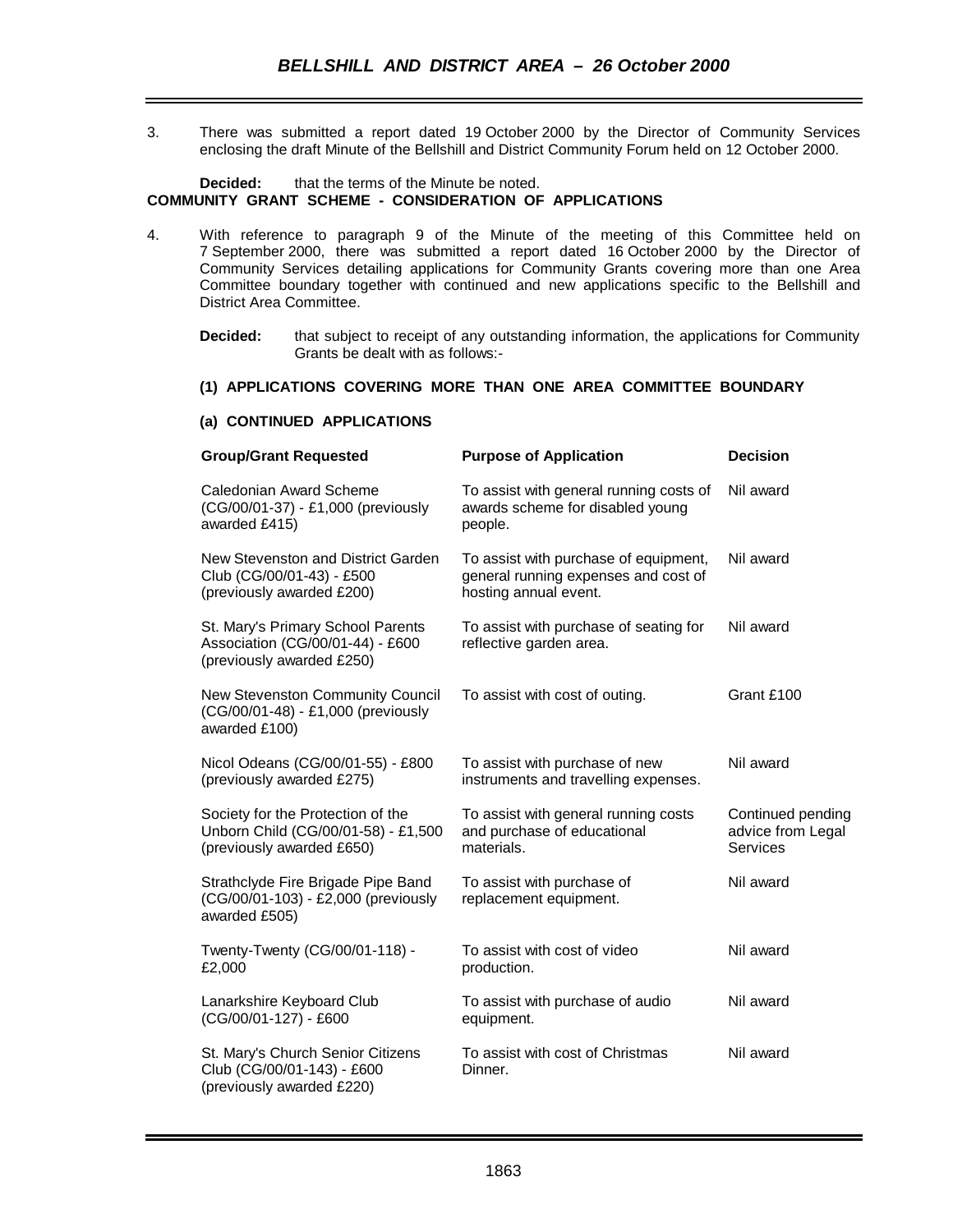3. There was submitted a report dated 19 October 2000 by the Director of Community Services enclosing the draft Minute of the Bellshill and District Community Forum held on 12 October 2000.

**Decided:** that the terms of the Minute be noted.

**COMMUNITY GRANT SCHEME - CONSIDERATION OF APPLICATIONS**

4. With reference to paragraph 9 of the Minute of the meeting of this Committee held on 7 September 2000, there was submitted a report dated 16 October 2000 by the Director of Community Services detailing applications for Community Grants covering more than one Area Committee boundary together with continued and new applications specific to the Bellshill and District Area Committee.

**Decided:** that subject to receipt of any outstanding information, the applications for Community Grants be dealt with as follows:-

**(1) APPLICATIONS COVERING MORE THAN ONE AREA COMMITTEE BOUNDARY**

**(a) CONTINUED APPLICATIONS**

| Group/Grant Requested | Purpose of Application | Decision |
|---|---|---|
| Caledonian Award Scheme (CG/00/01-37) - £1,000 (previously awarded £415) | To assist with general running costs of awards scheme for disabled young people. | Nil award |
| New Stevenston and District Garden Club (CG/00/01-43) - £500 (previously awarded £200) | To assist with purchase of equipment, general running expenses and cost of hosting annual event. | Nil award |
| St. Mary's Primary School Parents Association (CG/00/01-44) - £600 (previously awarded £250) | To assist with purchase of seating for reflective garden area. | Nil award |
| New Stevenston Community Council (CG/00/01-48) - £1,000 (previously awarded £100) | To assist with cost of outing. | Grant £100 |
| Nicol Odeans (CG/00/01-55) - £800 (previously awarded £275) | To assist with purchase of new instruments and travelling expenses. | Nil award |
| Society for the Protection of the Unborn Child (CG/00/01-58) - £1,500 (previously awarded £650) | To assist with general running costs and purchase of educational materials. | Continued pending advice from Legal Services |
| Strathclyde Fire Brigade Pipe Band (CG/00/01-103) - £2,000 (previously awarded £505) | To assist with purchase of replacement equipment. | Nil award |
| Twenty-Twenty (CG/00/01-118) - £2,000 | To assist with cost of video production. | Nil award |
| Lanarkshire Keyboard Club (CG/00/01-127) - £600 | To assist with purchase of audio equipment. | Nil award |
| St. Mary's Church Senior Citizens Club (CG/00/01-143) - £600 (previously awarded £220) | To assist with cost of Christmas Dinner. | Nil award |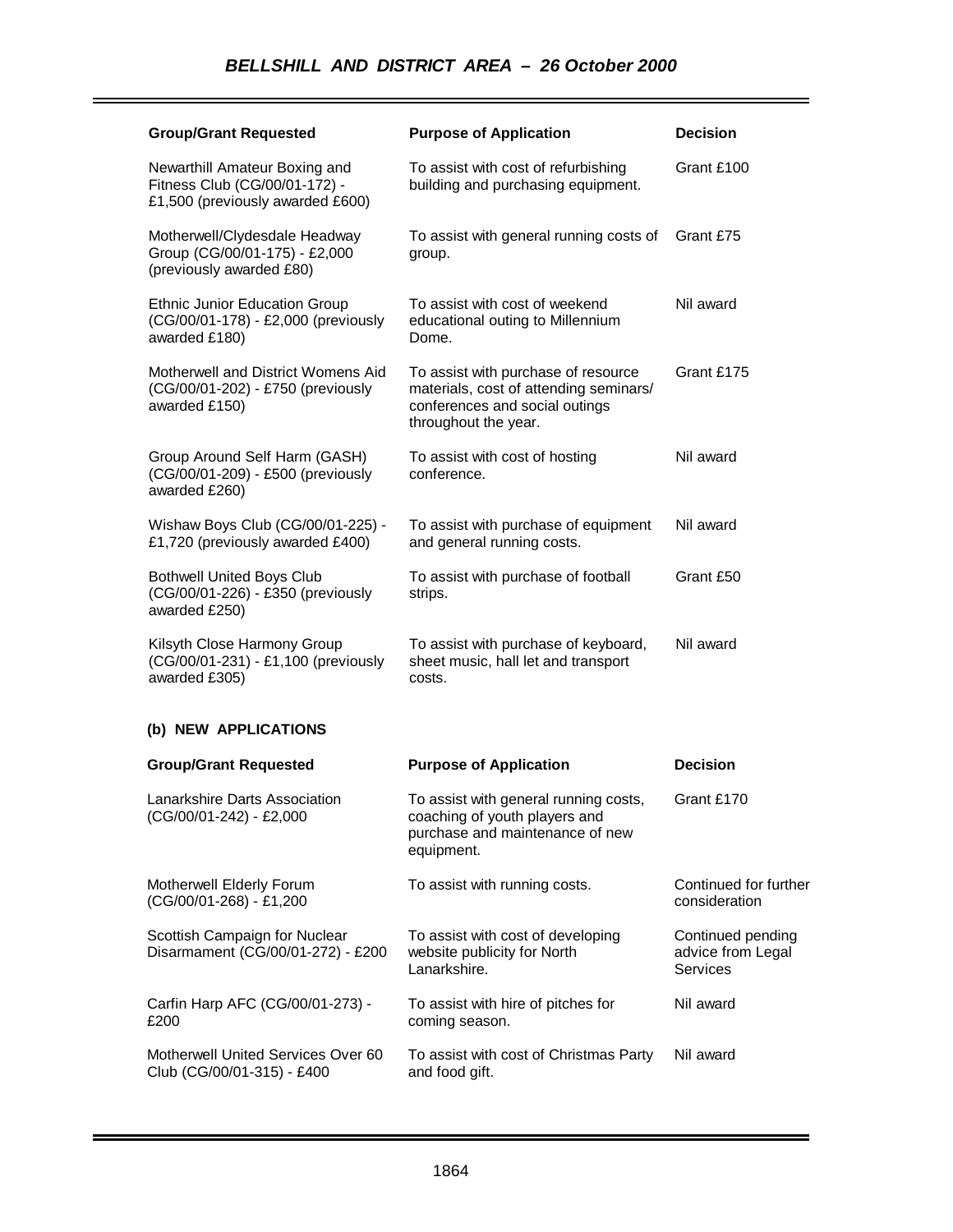## BELLSHILL AND DISTRICT AREA – 26 October 2000

| Group/Grant Requested | Purpose of Application | Decision |
|---|---|---|
| Newarthill Amateur Boxing and Fitness Club (CG/00/01-172) - £1,500 (previously awarded £600) | To assist with cost of refurbishing building and purchasing equipment. | Grant £100 |
| Motherwell/Clydesdale Headway Group (CG/00/01-175) - £2,000 (previously awarded £80) | To assist with general running costs of group. | Grant £75 |
| Ethnic Junior Education Group (CG/00/01-178) - £2,000 (previously awarded £180) | To assist with cost of weekend educational outing to Millennium Dome. | Nil award |
| Motherwell and District Womens Aid (CG/00/01-202) - £750 (previously awarded £150) | To assist with purchase of resource materials, cost of attending seminars/ conferences and social outings throughout the year. | Grant £175 |
| Group Around Self Harm (GASH) (CG/00/01-209) - £500 (previously awarded £260) | To assist with cost of hosting conference. | Nil award |
| Wishaw Boys Club (CG/00/01-225) - £1,720 (previously awarded £400) | To assist with purchase of equipment and general running costs. | Nil award |
| Bothwell United Boys Club (CG/00/01-226) - £350 (previously awarded £250) | To assist with purchase of football strips. | Grant £50 |
| Kilsyth Close Harmony Group (CG/00/01-231) - £1,100 (previously awarded £305) | To assist with purchase of keyboard, sheet music, hall let and transport costs. | Nil award |

### (b) NEW APPLICATIONS

| Group/Grant Requested | Purpose of Application | Decision |
|---|---|---|
| Lanarkshire Darts Association (CG/00/01-242) - £2,000 | To assist with general running costs, coaching of youth players and purchase and maintenance of new equipment. | Grant £170 |
| Motherwell Elderly Forum (CG/00/01-268) - £1,200 | To assist with running costs. | Continued for further consideration |
| Scottish Campaign for Nuclear Disarmament (CG/00/01-272) - £200 | To assist with cost of developing website publicity for North Lanarkshire. | Continued pending advice from Legal Services |
| Carfin Harp AFC (CG/00/01-273) - £200 | To assist with hire of pitches for coming season. | Nil award |
| Motherwell United Services Over 60 Club (CG/00/01-315) - £400 | To assist with cost of Christmas Party and food gift. | Nil award |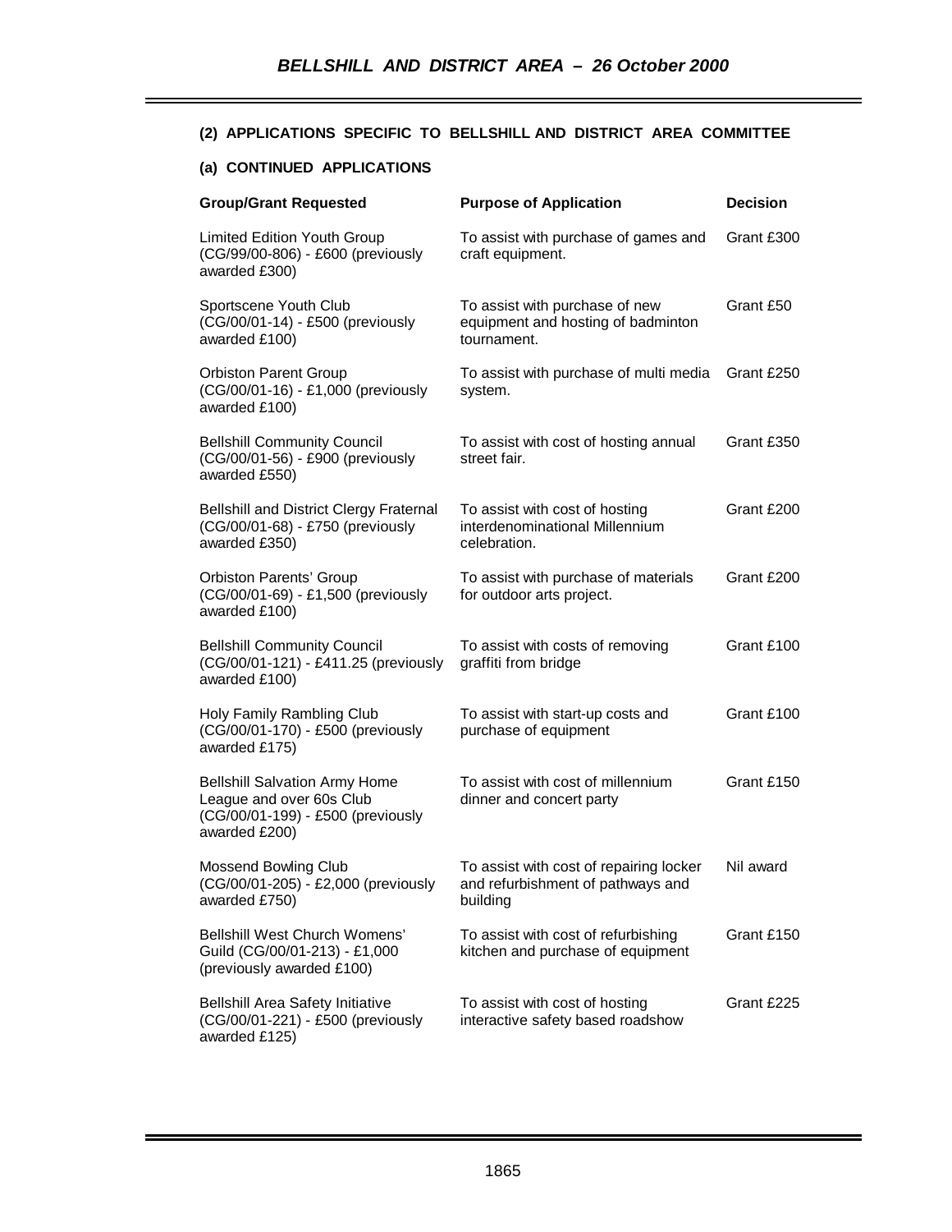### (2) APPLICATIONS SPECIFIC TO BELLSHILL AND DISTRICT AREA COMMITTEE

#### (a) CONTINUED APPLICATIONS

| Group/Grant Requested | Purpose of Application | Decision |
|---|---|---|
| Limited Edition Youth Group (CG/99/00-806) - £600 (previously awarded £300) | To assist with purchase of games and craft equipment. | Grant £300 |
| Sportscene Youth Club (CG/00/01-14) - £500 (previously awarded £100) | To assist with purchase of new equipment and hosting of badminton tournament. | Grant £50 |
| Orbiston Parent Group (CG/00/01-16) - £1,000 (previously awarded £100) | To assist with purchase of multi media system. | Grant £250 |
| Bellshill Community Council (CG/00/01-56) - £900 (previously awarded £550) | To assist with cost of hosting annual street fair. | Grant £350 |
| Bellshill and District Clergy Fraternal (CG/00/01-68) - £750 (previously awarded £350) | To assist with cost of hosting interdenominational Millennium celebration. | Grant £200 |
| Orbiston Parents' Group (CG/00/01-69) - £1,500 (previously awarded £100) | To assist with purchase of materials for outdoor arts project. | Grant £200 |
| Bellshill Community Council (CG/00/01-121) - £411.25 (previously awarded £100) | To assist with costs of removing graffiti from bridge | Grant £100 |
| Holy Family Rambling Club (CG/00/01-170) - £500 (previously awarded £175) | To assist with start-up costs and purchase of equipment | Grant £100 |
| Bellshill Salvation Army Home League and over 60s Club (CG/00/01-199) - £500 (previously awarded £200) | To assist with cost of millennium dinner and concert party | Grant £150 |
| Mossend Bowling Club (CG/00/01-205) - £2,000 (previously awarded £750) | To assist with cost of repairing locker and refurbishment of pathways and building | Nil award |
| Bellshill West Church Womens' Guild (CG/00/01-213) - £1,000 (previously awarded £100) | To assist with cost of refurbishing kitchen and purchase of equipment | Grant £150 |
| Bellshill Area Safety Initiative (CG/00/01-221) - £500 (previously awarded £125) | To assist with cost of hosting interactive safety based roadshow | Grant £225 |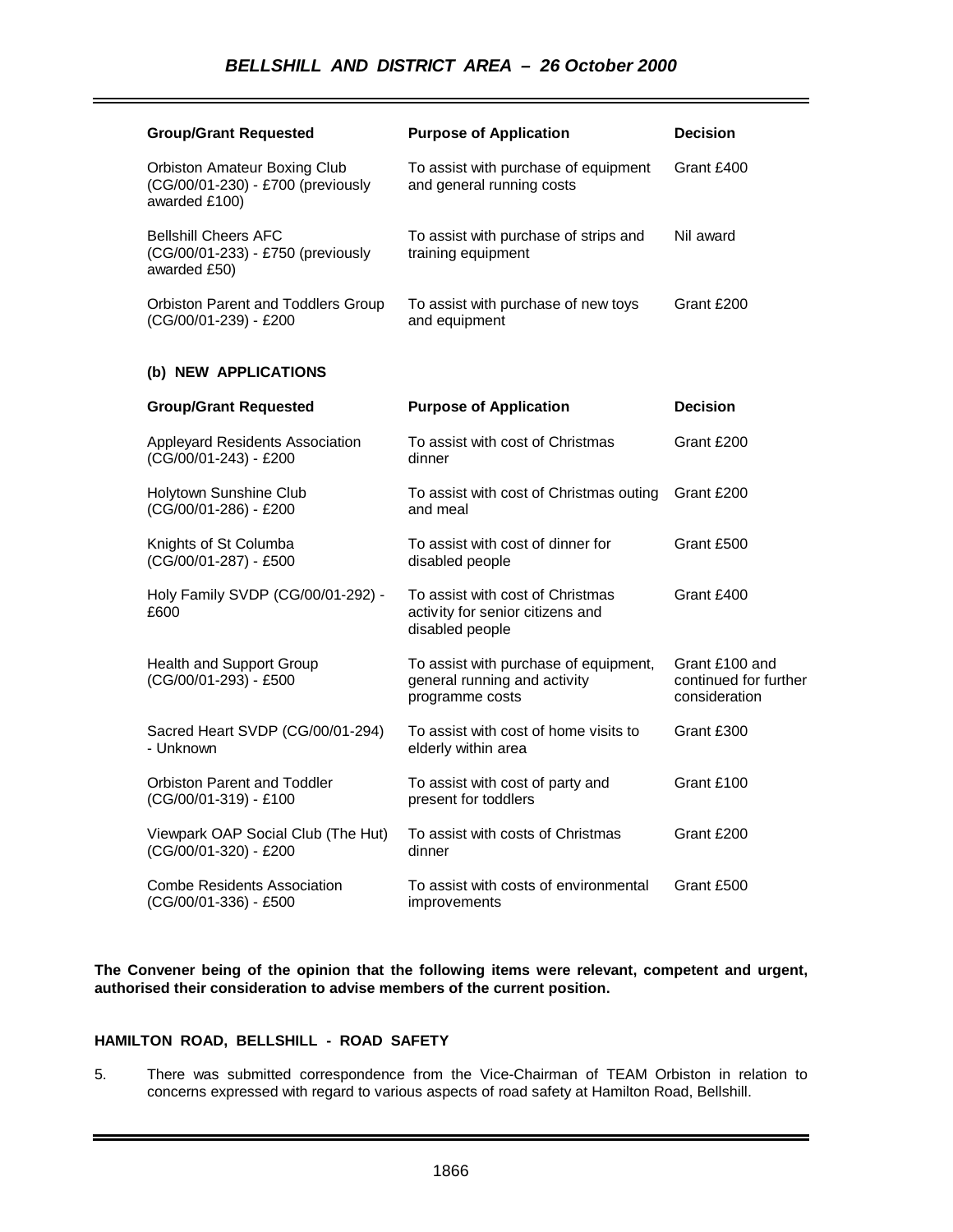| Group/Grant Requested | Purpose of Application | Decision |
| --- | --- | --- |
| Orbiston Amateur Boxing Club (CG/00/01-230) - £700 (previously awarded £100) | To assist with purchase of equipment and general running costs | Grant £400 |
| Bellshill Cheers AFC (CG/00/01-233) - £750 (previously awarded £50) | To assist with purchase of strips and training equipment | Nil award |
| Orbiston Parent and Toddlers Group (CG/00/01-239) - £200 | To assist with purchase of new toys and equipment | Grant £200 |

**(b) NEW APPLICATIONS**

| Group/Grant Requested | Purpose of Application | Decision |
| --- | --- | --- |
| Appleyard Residents Association (CG/00/01-243) - £200 | To assist with cost of Christmas dinner | Grant £200 |
| Holytown Sunshine Club (CG/00/01-286) - £200 | To assist with cost of Christmas outing and meal | Grant £200 |
| Knights of St Columba (CG/00/01-287) - £500 | To assist with cost of dinner for disabled people | Grant £500 |
| Holy Family SVDP (CG/00/01-292) - £600 | To assist with cost of Christmas activity for senior citizens and disabled people | Grant £400 |
| Health and Support Group (CG/00/01-293) - £500 | To assist with purchase of equipment, general running and activity programme costs | Grant £100 and continued for further consideration |
| Sacred Heart SVDP (CG/00/01-294) - Unknown | To assist with cost of home visits to elderly within area | Grant £300 |
| Orbiston Parent and Toddler (CG/00/01-319) - £100 | To assist with cost of party and present for toddlers | Grant £100 |
| Viewpark OAP Social Club (The Hut) (CG/00/01-320) - £200 | To assist with costs of Christmas dinner | Grant £200 |
| Combe Residents Association (CG/00/01-336) - £500 | To assist with costs of environmental improvements | Grant £500 |

**The Convener being of the opinion that the following items were relevant, competent and urgent, authorised their consideration to advise members of the current position.**

**HAMILTON ROAD, BELLSHILL - ROAD SAFETY**

5. There was submitted correspondence from the Vice-Chairman of TEAM Orbiston in relation to concerns expressed with regard to various aspects of road safety at Hamilton Road, Bellshill.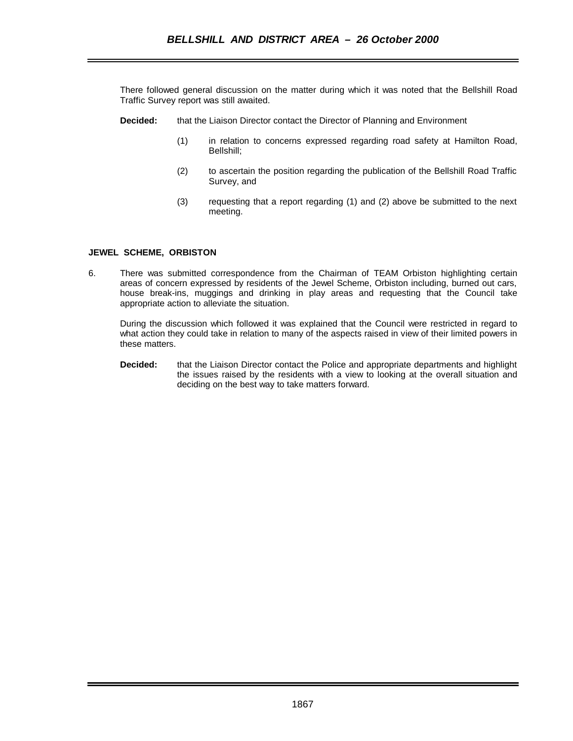There followed general discussion on the matter during which it was noted that the Bellshill Road Traffic Survey report was still awaited.

**Decided:** that the Liaison Director contact the Director of Planning and Environment

(1) in relation to concerns expressed regarding road safety at Hamilton Road, Bellshill;

(2) to ascertain the position regarding the publication of the Bellshill Road Traffic Survey, and

(3) requesting that a report regarding (1) and (2) above be submitted to the next meeting.

**JEWEL SCHEME, ORBISTON**

6. There was submitted correspondence from the Chairman of TEAM Orbiston highlighting certain areas of concern expressed by residents of the Jewel Scheme, Orbiston including, burned out cars, house break-ins, muggings and drinking in play areas and requesting that the Council take appropriate action to alleviate the situation.

During the discussion which followed it was explained that the Council were restricted in regard to what action they could take in relation to many of the aspects raised in view of their limited powers in these matters.

**Decided:** that the Liaison Director contact the Police and appropriate departments and highlight the issues raised by the residents with a view to looking at the overall situation and deciding on the best way to take matters forward.